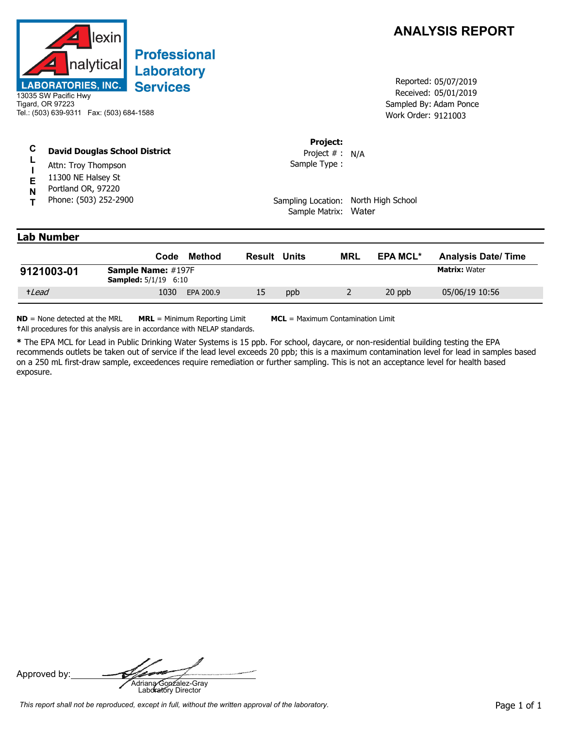**Alexin Analytical Laboratories, Inc.**

**Professional Laboratory Services**

13035 SW Pacific Hwy
Tigard, OR 97223
Tel.: (503) 639-9311 Fax: (503) 684-1588

# ANALYSIS REPORT

Reported: 05/07/2019
Received: 05/01/2019
Sampled By: Adam Ponce
Work Order: 9121003

**CLIENT**

**David Douglas School District**
Attn: Troy Thompson
11300 NE Halsey St
Portland OR, 97220
Phone: (503) 252-2900

**Project:**
Project # : N/A
Sample Type :

Sampling Location: North High School
Sample Matrix: Water

## Lab Number

| | Code | Method | Result | Units | MRL | EPA MCL* | Analysis Date/ Time |
|---|---|---|---|---|---|---|---|
| **9121003-01** | **Sample Name:** #197F **Sampled:** 5/1/19 6:10 | | | | | | **Matrix:** Water |
| †*Lead* | 1030 | EPA 200.9 | 15 | ppb | 2 | 20 ppb | 05/06/19 10:56 |

**ND** = None detected at the MRL **MRL** = Minimum Reporting Limit **MCL** = Maximum Contamination Limit
†All procedures for this analysis are in accordance with NELAP standards.

**\*** The EPA MCL for Lead in Public Drinking Water Systems is 15 ppb. For school, daycare, or non-residential building testing the EPA recommends outlets be taken out of service if the lead level exceeds 20 ppb; this is a maximum contamination level for lead in samples based on a 250 mL first-draw sample, exceedences require remediation or further sampling. This is not an acceptance level for health based exposure.

Approved by:
Adriana Gonzalez-Gray
Laboratory Director

*This report shall not be reproduced, except in full, without the written approval of the laboratory.*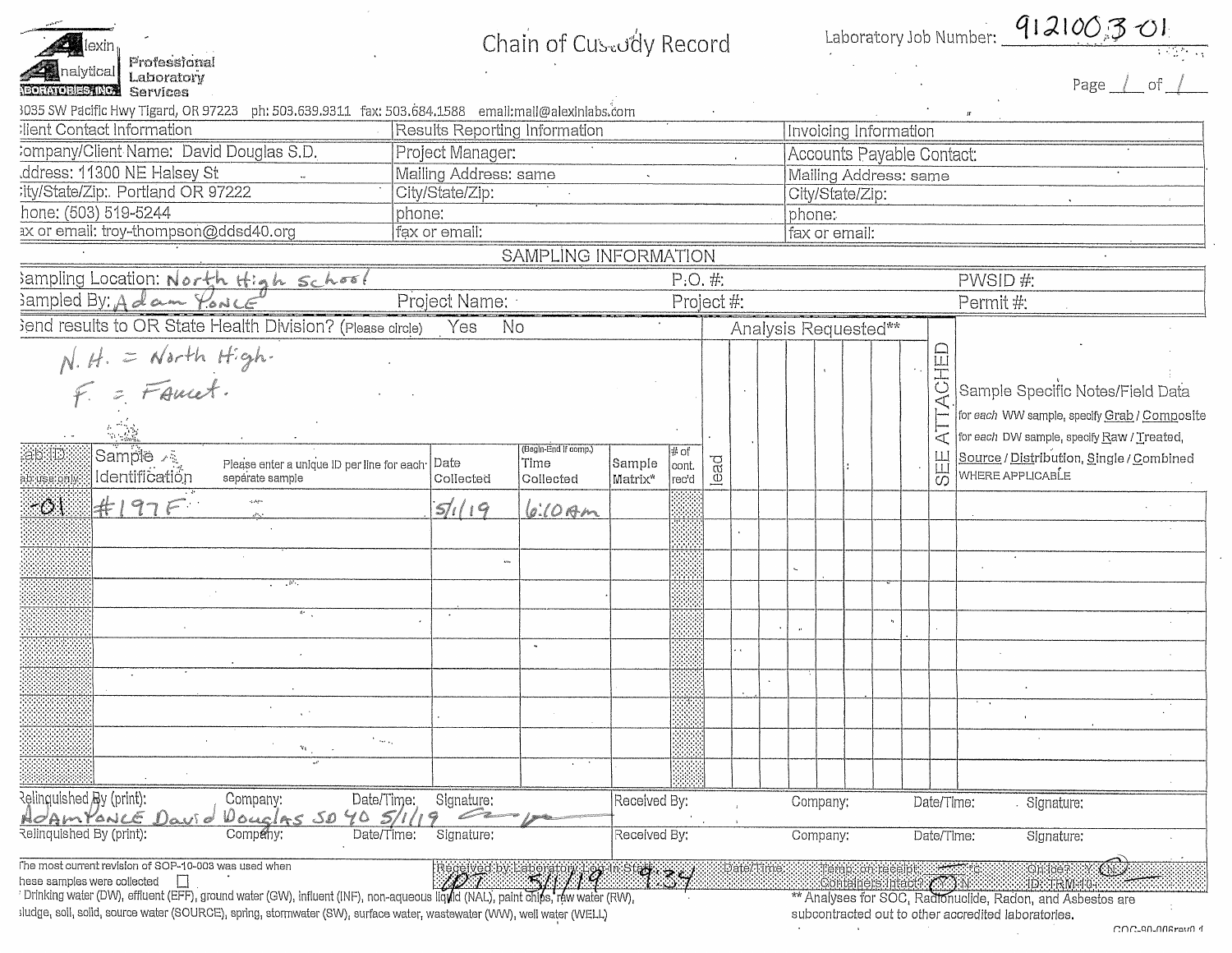Alexin Analytical Laboratories, Inc. — Professional Laboratory Services

# Chain of Custody Record

Laboratory Job Number: 9121003-01

Page 1 of 1

3035 SW Pacific Hwy Tigard, OR 97223 ph: 503.639.9311 fax: 503.684.1588 email:mail@alexinlabs.com

| Client Contact Information | Results Reporting Information | Invoicing Information |
|---|---|---|
| Company/Client Name: David Douglas S.D. | Project Manager: | Accounts Payable Contact: |
| Address: 11300 NE Halsey St | Mailing Address: same | Mailing Address: same |
| City/State/Zip: Portland OR 97222 | City/State/Zip: | City/State/Zip: |
| Phone: (503) 519-5244 | phone: | phone: |
| Fax or email: troy-thompson@ddsd40.org | fax or email: | fax or email: |

## SAMPLING INFORMATION

Sampling Location: North High School | P.O. #: | PWSID #:

Sampled By: Adam Ponce | Project Name: | Project #: | Permit #:

Send results to OR State Health Division? (Please circle) Yes No

N.H. = North High.
F. = Faucet.

Analysis Requested**

| Lab ID (lab use only) | Sample Identification (Please enter a unique ID per line for each separate sample) | Date Collected | Time Collected (Begin-End if comp.) | Sample Matrix* | # of cont. rec'd | lead | | | | | | | | SEE ATTACHED | Sample Specific Notes/Field Data (for each WW sample, specify Grab / Composite; for each DW sample, specify Raw / Treated, Source / Distribution, Single / Combined WHERE APPLICABLE) |
|---|---|---|---|---|---|---|---|---|---|---|---|---|---|---|---|
| -01 | #197F | 5/1/19 | 6:10AM | | | | | | | | | | | | |
| | | | | | | | | | | | | | | | |
| | | | | | | | | | | | | | | | |
| | | | | | | | | | | | | | | | |
| | | | | | | | | | | | | | | | |
| | | | | | | | | | | | | | | | |
| | | | | | | | | | | | | | | | |
| | | | | | | | | | | | | | | | |
| | | | | | | | | | | | | | | | |

| Relinquished By (print): | Company: | Date/Time: | Signature: | Received By: | Company: | Date/Time: | Signature: |
|---|---|---|---|---|---|---|---|
| Adam Ponce | David Douglas SD 40 | 5/1/19 | [signature] | | | | |
| Relinquished By (print): | Company: | Date/Time: | Signature: | Received By: | Company: | Date/Time: | Signature: |
| | | | | | | | |

The most current revision of SOP-10-003 was used when these samples were collected ☐

Received by Laboratory Log-in Staff: IPT 5/1/19 9:34 Date/Time: | Temp. on receipt: — °C | On Ice? Y (N) | Containers Intact? (Y) N | ID: TRM-10-

\* Drinking water (DW), effluent (EFF), ground water (GW), influent (INF), non-aqueous liquid (NAL), paint chips, raw water (RW), sludge, soil, solid, source water (SOURCE), spring, stormwater (SW), surface water, wastewater (WW), well water (WELL)

** Analyses for SOC, Radionuclide, Radon, and Asbestos are subcontracted out to other accredited laboratories.

COC-90-006rev0.1